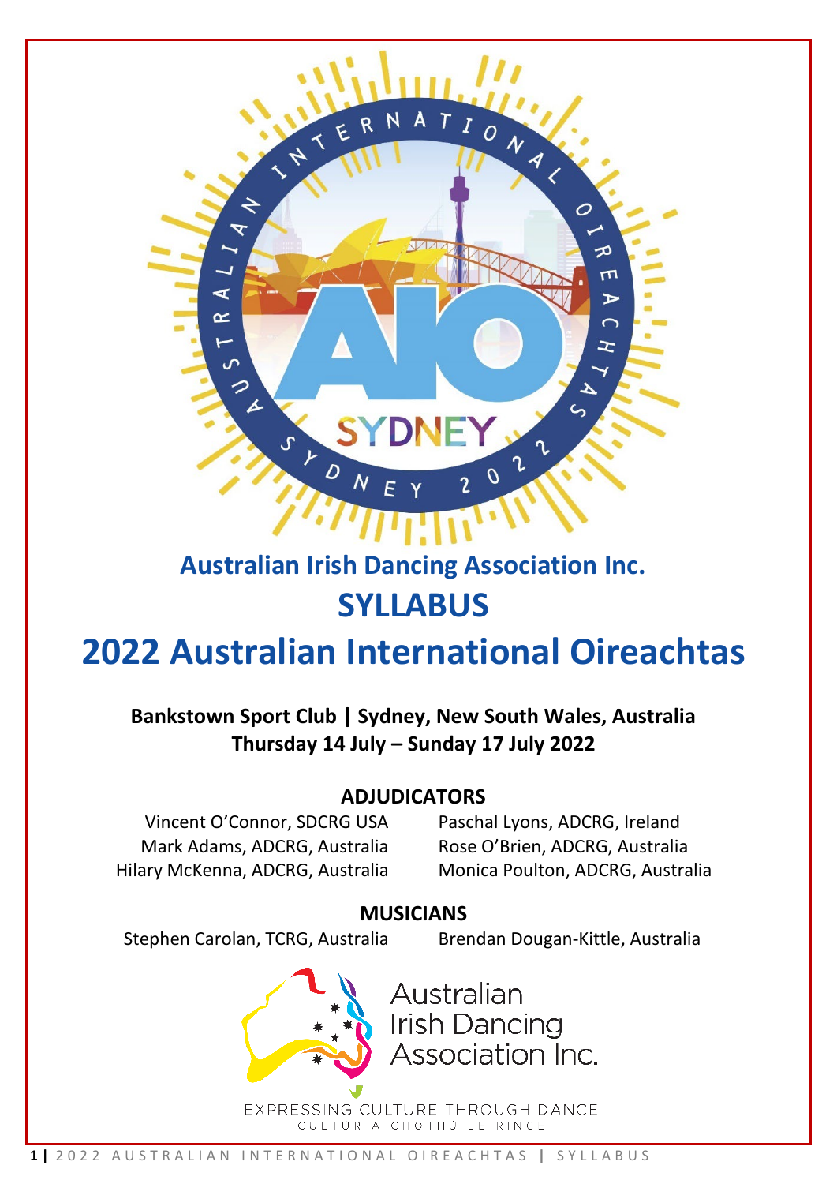# Australian Irish Dancing Association Inc.

# SYLLABUS

# 2022 Australian International Oireachtas

**Bankstown Sport Club | Sydney, New South Wales, Australia**
**Thursday 14 July – Sunday 17 July 2022**

## ADJUDICATORS

Vincent O'Connor, SDCRG USA
Mark Adams, ADCRG, Australia
Hilary McKenna, ADCRG, Australia
Paschal Lyons, ADCRG, Ireland
Rose O'Brien, ADCRG, Australia
Monica Poulton, ADCRG, Australia

## MUSICIANS

Stephen Carolan, TCRG, Australia
Brendan Dougan-Kittle, Australia

Australian Irish Dancing Association Inc.

EXPRESSING CULTURE THROUGH DANCE
CULTÚR A CHOTHÚ LE RINCE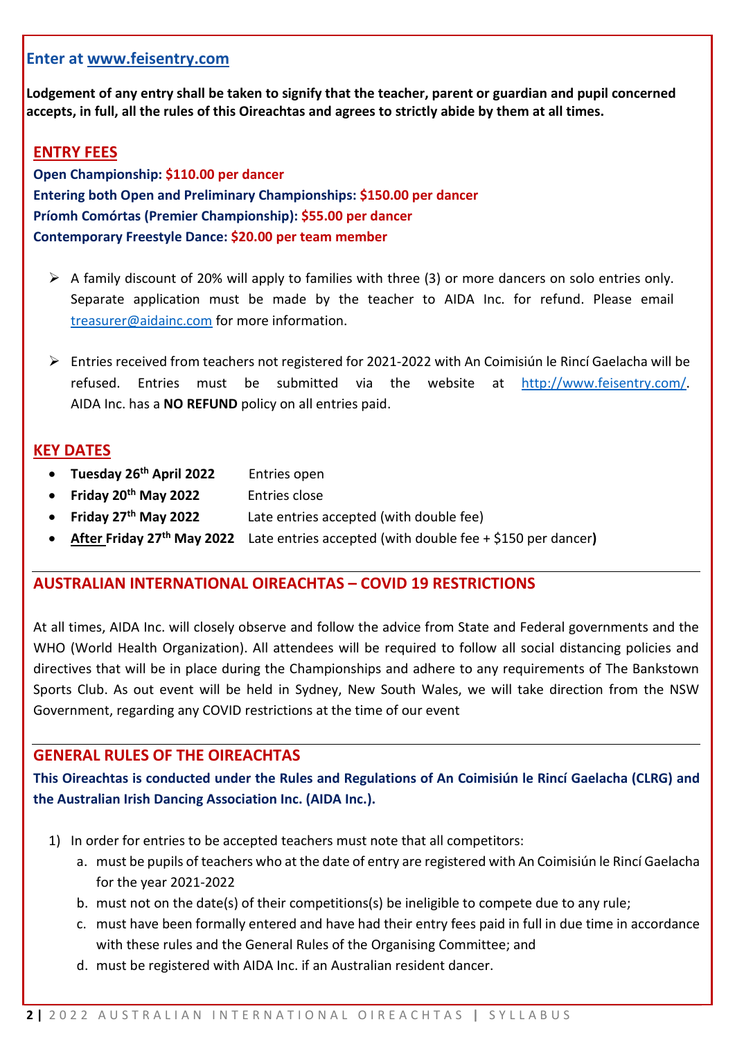**Enter at [www.feisentry.com](http://www.feisentry.com)**

**Lodgement of any entry shall be taken to signify that the teacher, parent or guardian and pupil concerned accepts, in full, all the rules of this Oireachtas and agrees to strictly abide by them at all times.**

## ENTRY FEES

**Open Championship: $110.00 per dancer**
**Entering both Open and Preliminary Championships: $150.00 per dancer**
**Príomh Comórtas (Premier Championship): $55.00 per dancer**
**Contemporary Freestyle Dance: $20.00 per team member**

- A family discount of 20% will apply to families with three (3) or more dancers on solo entries only. Separate application must be made by the teacher to AIDA Inc. for refund. Please email treasurer@aidainc.com for more information.

- Entries received from teachers not registered for 2021-2022 with An Coimisiún le Rincí Gaelacha will be refused. Entries must be submitted via the website at http://www.feisentry.com/. AIDA Inc. has a **NO REFUND** policy on all entries paid.

## KEY DATES

- **Tuesday 26th April 2022** Entries open
- **Friday 20th May 2022** Entries close
- **Friday 27th May 2022** Late entries accepted (with double fee)
- **After Friday 27th May 2022** Late entries accepted (with double fee + $150 per dancer)

## AUSTRALIAN INTERNATIONAL OIREACHTAS – COVID 19 RESTRICTIONS

At all times, AIDA Inc. will closely observe and follow the advice from State and Federal governments and the WHO (World Health Organization). All attendees will be required to follow all social distancing policies and directives that will be in place during the Championships and adhere to any requirements of The Bankstown Sports Club. As out event will be held in Sydney, New South Wales, we will take direction from the NSW Government, regarding any COVID restrictions at the time of our event

## GENERAL RULES OF THE OIREACHTAS

**This Oireachtas is conducted under the Rules and Regulations of An Coimisiún le Rincí Gaelacha (CLRG) and the Australian Irish Dancing Association Inc. (AIDA Inc.).**

1) In order for entries to be accepted teachers must note that all competitors:
   a. must be pupils of teachers who at the date of entry are registered with An Coimisiún le Rincí Gaelacha for the year 2021-2022
   b. must not on the date(s) of their competitions(s) be ineligible to compete due to any rule;
   c. must have been formally entered and have had their entry fees paid in full in due time in accordance with these rules and the General Rules of the Organising Committee; and
   d. must be registered with AIDA Inc. if an Australian resident dancer.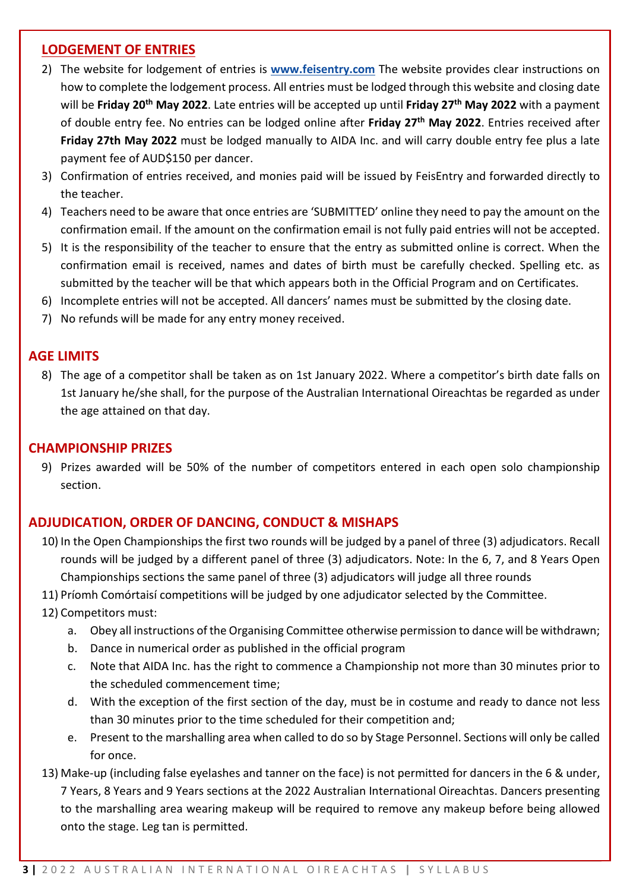## LODGEMENT OF ENTRIES

2) The website for lodgement of entries is **www.feisentry.com** The website provides clear instructions on how to complete the lodgement process. All entries must be lodged through this website and closing date will be **Friday 20th May 2022**. Late entries will be accepted up until **Friday 27th May 2022** with a payment of double entry fee. No entries can be lodged online after **Friday 27th May 2022**. Entries received after **Friday 27th May 2022** must be lodged manually to AIDA Inc. and will carry double entry fee plus a late payment fee of AUD$150 per dancer.
3) Confirmation of entries received, and monies paid will be issued by FeisEntry and forwarded directly to the teacher.
4) Teachers need to be aware that once entries are 'SUBMITTED' online they need to pay the amount on the confirmation email. If the amount on the confirmation email is not fully paid entries will not be accepted.
5) It is the responsibility of the teacher to ensure that the entry as submitted online is correct. When the confirmation email is received, names and dates of birth must be carefully checked. Spelling etc. as submitted by the teacher will be that which appears both in the Official Program and on Certificates.
6) Incomplete entries will not be accepted. All dancers' names must be submitted by the closing date.
7) No refunds will be made for any entry money received.

## AGE LIMITS

8) The age of a competitor shall be taken as on 1st January 2022. Where a competitor's birth date falls on 1st January he/she shall, for the purpose of the Australian International Oireachtas be regarded as under the age attained on that day.

## CHAMPIONSHIP PRIZES

9) Prizes awarded will be 50% of the number of competitors entered in each open solo championship section.

## ADJUDICATION, ORDER OF DANCING, CONDUCT & MISHAPS

10) In the Open Championships the first two rounds will be judged by a panel of three (3) adjudicators. Recall rounds will be judged by a different panel of three (3) adjudicators. Note: In the 6, 7, and 8 Years Open Championships sections the same panel of three (3) adjudicators will judge all three rounds
11) Príomh Comórtaisí competitions will be judged by one adjudicator selected by the Committee.
12) Competitors must:
    a. Obey all instructions of the Organising Committee otherwise permission to dance will be withdrawn;
    b. Dance in numerical order as published in the official program
    c. Note that AIDA Inc. has the right to commence a Championship not more than 30 minutes prior to the scheduled commencement time;
    d. With the exception of the first section of the day, must be in costume and ready to dance not less than 30 minutes prior to the time scheduled for their competition and;
    e. Present to the marshalling area when called to do so by Stage Personnel. Sections will only be called for once.
13) Make-up (including false eyelashes and tanner on the face) is not permitted for dancers in the 6 & under, 7 Years, 8 Years and 9 Years sections at the 2022 Australian International Oireachtas. Dancers presenting to the marshalling area wearing makeup will be required to remove any makeup before being allowed onto the stage. Leg tan is permitted.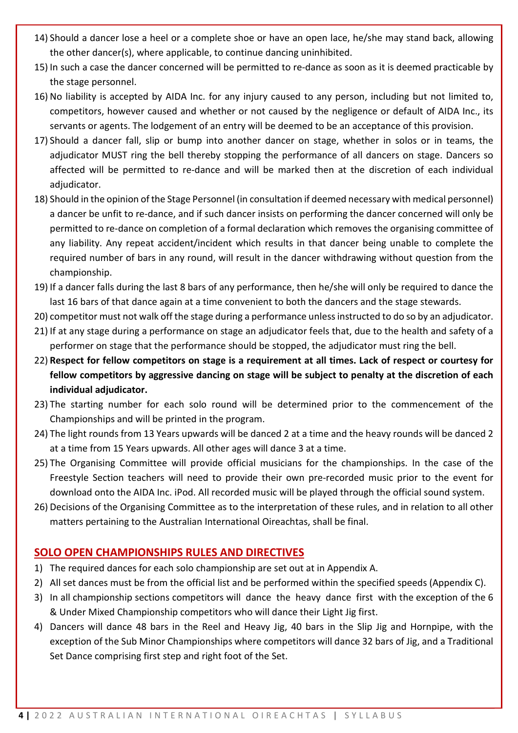14) Should a dancer lose a heel or a complete shoe or have an open lace, he/she may stand back, allowing the other dancer(s), where applicable, to continue dancing uninhibited.
15) In such a case the dancer concerned will be permitted to re-dance as soon as it is deemed practicable by the stage personnel.
16) No liability is accepted by AIDA Inc. for any injury caused to any person, including but not limited to, competitors, however caused and whether or not caused by the negligence or default of AIDA Inc., its servants or agents. The lodgement of an entry will be deemed to be an acceptance of this provision.
17) Should a dancer fall, slip or bump into another dancer on stage, whether in solos or in teams, the adjudicator MUST ring the bell thereby stopping the performance of all dancers on stage. Dancers so affected will be permitted to re-dance and will be marked then at the discretion of each individual adjudicator.
18) Should in the opinion of the Stage Personnel (in consultation if deemed necessary with medical personnel) a dancer be unfit to re-dance, and if such dancer insists on performing the dancer concerned will only be permitted to re-dance on completion of a formal declaration which removes the organising committee of any liability. Any repeat accident/incident which results in that dancer being unable to complete the required number of bars in any round, will result in the dancer withdrawing without question from the championship.
19) If a dancer falls during the last 8 bars of any performance, then he/she will only be required to dance the last 16 bars of that dance again at a time convenient to both the dancers and the stage stewards.
20) competitor must not walk off the stage during a performance unless instructed to do so by an adjudicator.
21) If at any stage during a performance on stage an adjudicator feels that, due to the health and safety of a performer on stage that the performance should be stopped, the adjudicator must ring the bell.
22) **Respect for fellow competitors on stage is a requirement at all times. Lack of respect or courtesy for fellow competitors by aggressive dancing on stage will be subject to penalty at the discretion of each individual adjudicator.**
23) The starting number for each solo round will be determined prior to the commencement of the Championships and will be printed in the program.
24) The light rounds from 13 Years upwards will be danced 2 at a time and the heavy rounds will be danced 2 at a time from 15 Years upwards. All other ages will dance 3 at a time.
25) The Organising Committee will provide official musicians for the championships. In the case of the Freestyle Section teachers will need to provide their own pre-recorded music prior to the event for download onto the AIDA Inc. iPod. All recorded music will be played through the official sound system.
26) Decisions of the Organising Committee as to the interpretation of these rules, and in relation to all other matters pertaining to the Australian International Oireachtas, shall be final.

## SOLO OPEN CHAMPIONSHIPS RULES AND DIRECTIVES

1) The required dances for each solo championship are set out at in Appendix A.
2) All set dances must be from the official list and be performed within the specified speeds (Appendix C).
3) In all championship sections competitors will dance the heavy dance first with the exception of the 6 & Under Mixed Championship competitors who will dance their Light Jig first.
4) Dancers will dance 48 bars in the Reel and Heavy Jig, 40 bars in the Slip Jig and Hornpipe, with the exception of the Sub Minor Championships where competitors will dance 32 bars of Jig, and a Traditional Set Dance comprising first step and right foot of the Set.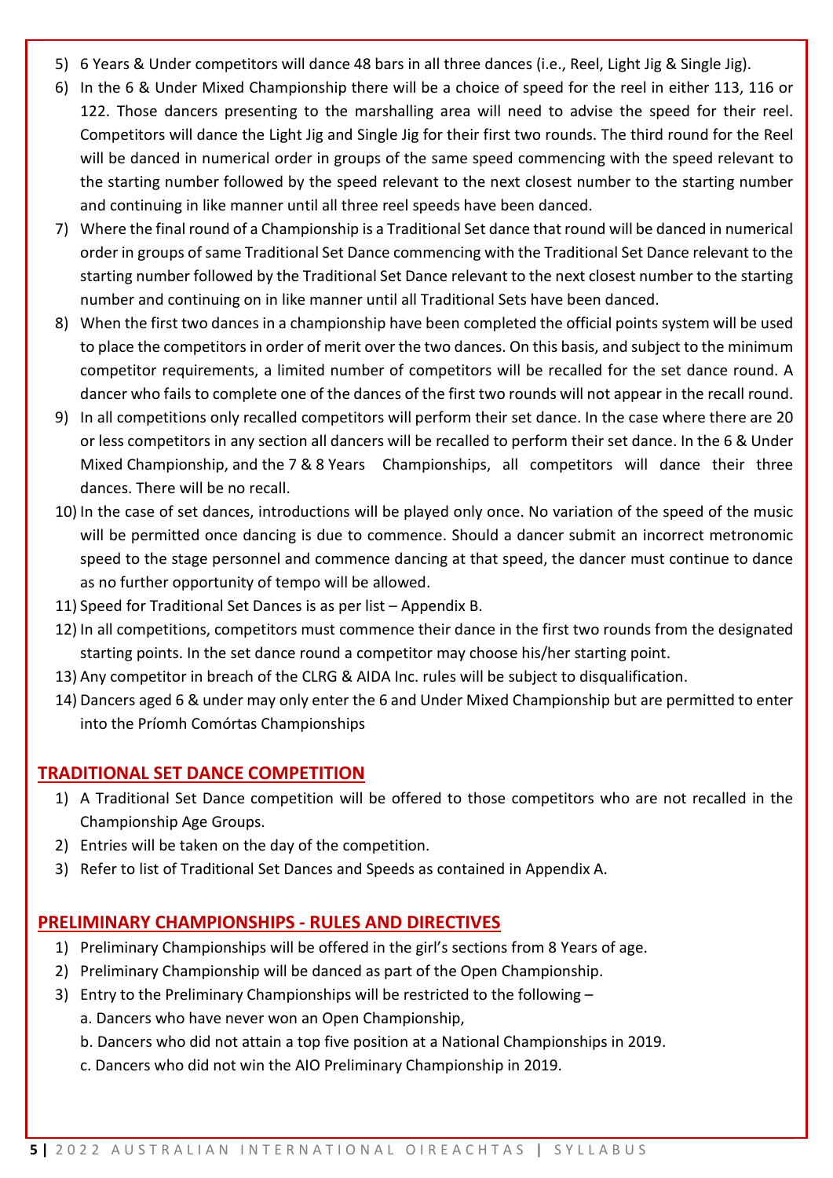5) 6 Years & Under competitors will dance 48 bars in all three dances (i.e., Reel, Light Jig & Single Jig).
6) In the 6 & Under Mixed Championship there will be a choice of speed for the reel in either 113, 116 or 122. Those dancers presenting to the marshalling area will need to advise the speed for their reel. Competitors will dance the Light Jig and Single Jig for their first two rounds. The third round for the Reel will be danced in numerical order in groups of the same speed commencing with the speed relevant to the starting number followed by the speed relevant to the next closest number to the starting number and continuing in like manner until all three reel speeds have been danced.
7) Where the final round of a Championship is a Traditional Set dance that round will be danced in numerical order in groups of same Traditional Set Dance commencing with the Traditional Set Dance relevant to the starting number followed by the Traditional Set Dance relevant to the next closest number to the starting number and continuing on in like manner until all Traditional Sets have been danced.
8) When the first two dances in a championship have been completed the official points system will be used to place the competitors in order of merit over the two dances. On this basis, and subject to the minimum competitor requirements, a limited number of competitors will be recalled for the set dance round. A dancer who fails to complete one of the dances of the first two rounds will not appear in the recall round.
9) In all competitions only recalled competitors will perform their set dance. In the case where there are 20 or less competitors in any section all dancers will be recalled to perform their set dance. In the 6 & Under Mixed Championship, and the 7 & 8 Years Championships, all competitors will dance their three dances. There will be no recall.
10) In the case of set dances, introductions will be played only once. No variation of the speed of the music will be permitted once dancing is due to commence. Should a dancer submit an incorrect metronomic speed to the stage personnel and commence dancing at that speed, the dancer must continue to dance as no further opportunity of tempo will be allowed.
11) Speed for Traditional Set Dances is as per list – Appendix B.
12) In all competitions, competitors must commence their dance in the first two rounds from the designated starting points. In the set dance round a competitor may choose his/her starting point.
13) Any competitor in breach of the CLRG & AIDA Inc. rules will be subject to disqualification.
14) Dancers aged 6 & under may only enter the 6 and Under Mixed Championship but are permitted to enter into the Príomh Comórtas Championships

## TRADITIONAL SET DANCE COMPETITION

1) A Traditional Set Dance competition will be offered to those competitors who are not recalled in the Championship Age Groups.
2) Entries will be taken on the day of the competition.
3) Refer to list of Traditional Set Dances and Speeds as contained in Appendix A.

## PRELIMINARY CHAMPIONSHIPS - RULES AND DIRECTIVES

1) Preliminary Championships will be offered in the girl's sections from 8 Years of age.
2) Preliminary Championship will be danced as part of the Open Championship.
3) Entry to the Preliminary Championships will be restricted to the following –
   a. Dancers who have never won an Open Championship,
   b. Dancers who did not attain a top five position at a National Championships in 2019.
   c. Dancers who did not win the AIO Preliminary Championship in 2019.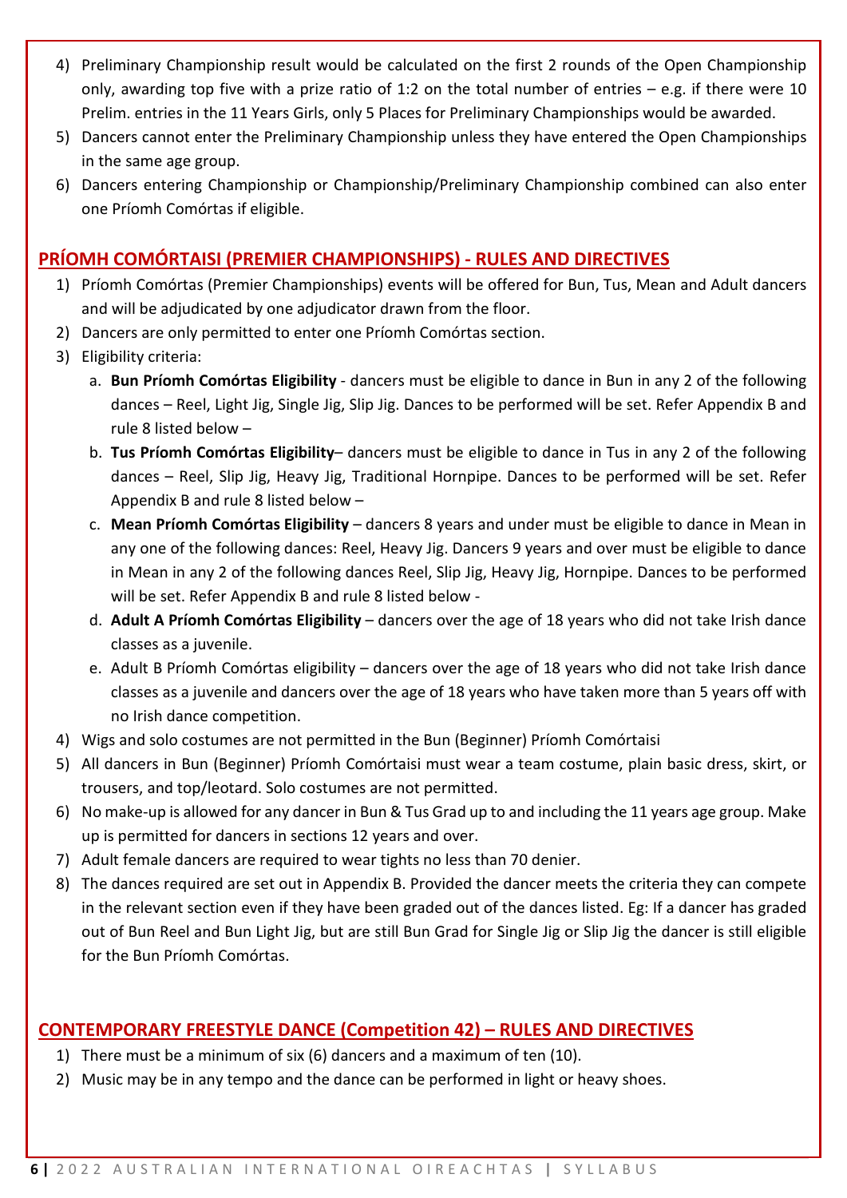4) Preliminary Championship result would be calculated on the first 2 rounds of the Open Championship only, awarding top five with a prize ratio of 1:2 on the total number of entries – e.g. if there were 10 Prelim. entries in the 11 Years Girls, only 5 Places for Preliminary Championships would be awarded.
5) Dancers cannot enter the Preliminary Championship unless they have entered the Open Championships in the same age group.
6) Dancers entering Championship or Championship/Preliminary Championship combined can also enter one Príomh Comórtas if eligible.

## PRÍOMH COMÓRTAISI (PREMIER CHAMPIONSHIPS) - RULES AND DIRECTIVES

1) Príomh Comórtas (Premier Championships) events will be offered for Bun, Tus, Mean and Adult dancers and will be adjudicated by one adjudicator drawn from the floor.
2) Dancers are only permitted to enter one Príomh Comórtas section.
3) Eligibility criteria:
   a. **Bun Príomh Comórtas Eligibility** - dancers must be eligible to dance in Bun in any 2 of the following dances – Reel, Light Jig, Single Jig, Slip Jig. Dances to be performed will be set. Refer Appendix B and rule 8 listed below –
   b. **Tus Príomh Comórtas Eligibility**– dancers must be eligible to dance in Tus in any 2 of the following dances – Reel, Slip Jig, Heavy Jig, Traditional Hornpipe. Dances to be performed will be set. Refer Appendix B and rule 8 listed below –
   c. **Mean Príomh Comórtas Eligibility** – dancers 8 years and under must be eligible to dance in Mean in any one of the following dances: Reel, Heavy Jig. Dancers 9 years and over must be eligible to dance in Mean in any 2 of the following dances Reel, Slip Jig, Heavy Jig, Hornpipe. Dances to be performed will be set. Refer Appendix B and rule 8 listed below -
   d. **Adult A Príomh Comórtas Eligibility** – dancers over the age of 18 years who did not take Irish dance classes as a juvenile.
   e. Adult B Príomh Comórtas eligibility – dancers over the age of 18 years who did not take Irish dance classes as a juvenile and dancers over the age of 18 years who have taken more than 5 years off with no Irish dance competition.
4) Wigs and solo costumes are not permitted in the Bun (Beginner) Príomh Comórtaisi
5) All dancers in Bun (Beginner) Príomh Comórtaisi must wear a team costume, plain basic dress, skirt, or trousers, and top/leotard. Solo costumes are not permitted.
6) No make-up is allowed for any dancer in Bun & Tus Grad up to and including the 11 years age group. Make up is permitted for dancers in sections 12 years and over.
7) Adult female dancers are required to wear tights no less than 70 denier.
8) The dances required are set out in Appendix B. Provided the dancer meets the criteria they can compete in the relevant section even if they have been graded out of the dances listed. Eg: If a dancer has graded out of Bun Reel and Bun Light Jig, but are still Bun Grad for Single Jig or Slip Jig the dancer is still eligible for the Bun Príomh Comórtas.

## CONTEMPORARY FREESTYLE DANCE (Competition 42) – RULES AND DIRECTIVES

1) There must be a minimum of six (6) dancers and a maximum of ten (10).
2) Music may be in any tempo and the dance can be performed in light or heavy shoes.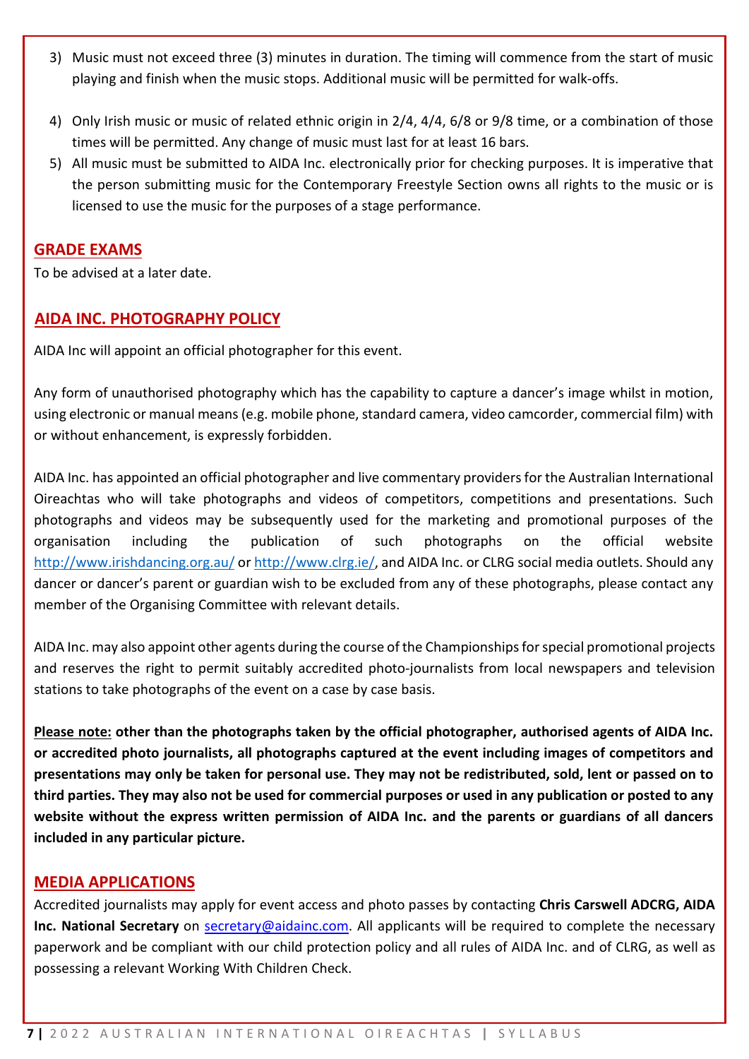3) Music must not exceed three (3) minutes in duration. The timing will commence from the start of music playing and finish when the music stops. Additional music will be permitted for walk-offs.

4) Only Irish music or music of related ethnic origin in 2/4, 4/4, 6/8 or 9/8 time, or a combination of those times will be permitted. Any change of music must last for at least 16 bars.

5) All music must be submitted to AIDA Inc. electronically prior for checking purposes. It is imperative that the person submitting music for the Contemporary Freestyle Section owns all rights to the music or is licensed to use the music for the purposes of a stage performance.

## GRADE EXAMS

To be advised at a later date.

## AIDA INC. PHOTOGRAPHY POLICY

AIDA Inc will appoint an official photographer for this event.

Any form of unauthorised photography which has the capability to capture a dancer's image whilst in motion, using electronic or manual means (e.g. mobile phone, standard camera, video camcorder, commercial film) with or without enhancement, is expressly forbidden.

AIDA Inc. has appointed an official photographer and live commentary providers for the Australian International Oireachtas who will take photographs and videos of competitors, competitions and presentations. Such photographs and videos may be subsequently used for the marketing and promotional purposes of the organisation including the publication of such photographs on the official website http://www.irishdancing.org.au/ or http://www.clrg.ie/, and AIDA Inc. or CLRG social media outlets. Should any dancer or dancer's parent or guardian wish to be excluded from any of these photographs, please contact any member of the Organising Committee with relevant details.

AIDA Inc. may also appoint other agents during the course of the Championships for special promotional projects and reserves the right to permit suitably accredited photo-journalists from local newspapers and television stations to take photographs of the event on a case by case basis.

**Please note: other than the photographs taken by the official photographer, authorised agents of AIDA Inc. or accredited photo journalists, all photographs captured at the event including images of competitors and presentations may only be taken for personal use. They may not be redistributed, sold, lent or passed on to third parties. They may also not be used for commercial purposes or used in any publication or posted to any website without the express written permission of AIDA Inc. and the parents or guardians of all dancers included in any particular picture.**

## MEDIA APPLICATIONS

Accredited journalists may apply for event access and photo passes by contacting **Chris Carswell ADCRG, AIDA Inc. National Secretary** on secretary@aidainc.com. All applicants will be required to complete the necessary paperwork and be compliant with our child protection policy and all rules of AIDA Inc. and of CLRG, as well as possessing a relevant Working With Children Check.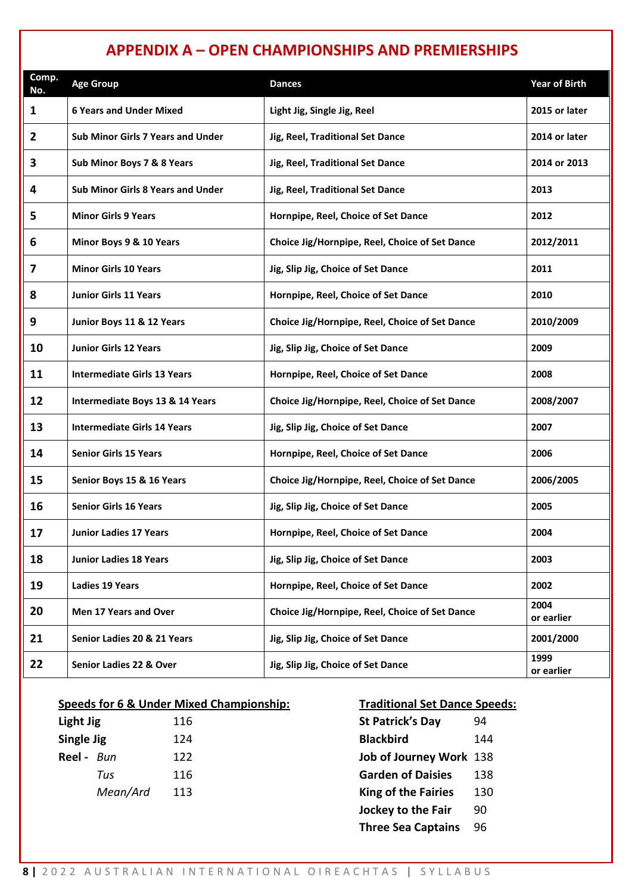# APPENDIX A – OPEN CHAMPIONSHIPS AND PREMIERSHIPS

| Comp. No. | Age Group | Dances | Year of Birth |
|---|---|---|---|
| 1 | 6 Years and Under Mixed | Light Jig, Single Jig, Reel | 2015 or later |
| 2 | Sub Minor Girls 7 Years and Under | Jig, Reel, Traditional Set Dance | 2014 or later |
| 3 | Sub Minor Boys 7 & 8 Years | Jig, Reel, Traditional Set Dance | 2014 or 2013 |
| 4 | Sub Minor Girls 8 Years and Under | Jig, Reel, Traditional Set Dance | 2013 |
| 5 | Minor Girls 9 Years | Hornpipe, Reel, Choice of Set Dance | 2012 |
| 6 | Minor Boys 9 & 10 Years | Choice Jig/Hornpipe, Reel, Choice of Set Dance | 2012/2011 |
| 7 | Minor Girls 10 Years | Jig, Slip Jig, Choice of Set Dance | 2011 |
| 8 | Junior Girls 11 Years | Hornpipe, Reel, Choice of Set Dance | 2010 |
| 9 | Junior Boys 11 & 12 Years | Choice Jig/Hornpipe, Reel, Choice of Set Dance | 2010/2009 |
| 10 | Junior Girls 12 Years | Jig, Slip Jig, Choice of Set Dance | 2009 |
| 11 | Intermediate Girls 13 Years | Hornpipe, Reel, Choice of Set Dance | 2008 |
| 12 | Intermediate Boys 13 & 14 Years | Choice Jig/Hornpipe, Reel, Choice of Set Dance | 2008/2007 |
| 13 | Intermediate Girls 14 Years | Jig, Slip Jig, Choice of Set Dance | 2007 |
| 14 | Senior Girls 15 Years | Hornpipe, Reel, Choice of Set Dance | 2006 |
| 15 | Senior Boys 15 & 16 Years | Choice Jig/Hornpipe, Reel, Choice of Set Dance | 2006/2005 |
| 16 | Senior Girls 16 Years | Jig, Slip Jig, Choice of Set Dance | 2005 |
| 17 | Junior Ladies 17 Years | Hornpipe, Reel, Choice of Set Dance | 2004 |
| 18 | Junior Ladies 18 Years | Jig, Slip Jig, Choice of Set Dance | 2003 |
| 19 | Ladies 19 Years | Hornpipe, Reel, Choice of Set Dance | 2002 |
| 20 | Men 17 Years and Over | Choice Jig/Hornpipe, Reel, Choice of Set Dance | 2004 or earlier |
| 21 | Senior Ladies 20 & 21 Years | Jig, Slip Jig, Choice of Set Dance | 2001/2000 |
| 22 | Senior Ladies 22 & Over | Jig, Slip Jig, Choice of Set Dance | 1999 or earlier |

**Speeds for 6 & Under Mixed Championship:**

| | |
|---|---|
| **Light Jig** | 116 |
| **Single Jig** | 124 |
| **Reel -** *Bun* | 122 |
| *Tus* | 116 |
| *Mean/Ard* | 113 |

**Traditional Set Dance Speeds:**

| | |
|---|---|
| **St Patrick's Day** | 94 |
| **Blackbird** | 144 |
| **Job of Journey Work** | 138 |
| **Garden of Daisies** | 138 |
| **King of the Fairies** | 130 |
| **Jockey to the Fair** | 90 |
| **Three Sea Captains** | 96 |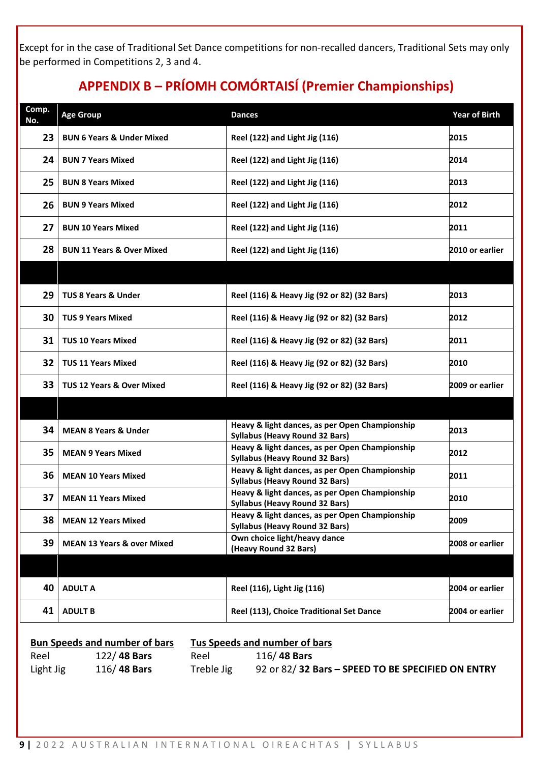Except for in the case of Traditional Set Dance competitions for non-recalled dancers, Traditional Sets may only be performed in Competitions 2, 3 and 4.

## APPENDIX B – PRÍOMH COMÓRTAISÍ (Premier Championships)

| Comp. No. | Age Group | Dances | Year of Birth |
|---|---|---|---|
| 23 | BUN 6 Years & Under Mixed | Reel (122) and Light Jig (116) | 2015 |
| 24 | BUN 7 Years Mixed | Reel (122) and Light Jig (116) | 2014 |
| 25 | BUN 8 Years Mixed | Reel (122) and Light Jig (116) | 2013 |
| 26 | BUN 9 Years Mixed | Reel (122) and Light Jig (116) | 2012 |
| 27 | BUN 10 Years Mixed | Reel (122) and Light Jig (116) | 2011 |
| 28 | BUN 11 Years & Over Mixed | Reel (122) and Light Jig (116) | 2010 or earlier |
| | | | |
| 29 | TUS 8 Years & Under | Reel (116) & Heavy Jig (92 or 82) (32 Bars) | 2013 |
| 30 | TUS 9 Years Mixed | Reel (116) & Heavy Jig (92 or 82) (32 Bars) | 2012 |
| 31 | TUS 10 Years Mixed | Reel (116) & Heavy Jig (92 or 82) (32 Bars) | 2011 |
| 32 | TUS 11 Years Mixed | Reel (116) & Heavy Jig (92 or 82) (32 Bars) | 2010 |
| 33 | TUS 12 Years & Over Mixed | Reel (116) & Heavy Jig (92 or 82) (32 Bars) | 2009 or earlier |
| | | | |
| 34 | MEAN 8 Years & Under | Heavy & light dances, as per Open Championship Syllabus (Heavy Round 32 Bars) | 2013 |
| 35 | MEAN 9 Years Mixed | Heavy & light dances, as per Open Championship Syllabus (Heavy Round 32 Bars) | 2012 |
| 36 | MEAN 10 Years Mixed | Heavy & light dances, as per Open Championship Syllabus (Heavy Round 32 Bars) | 2011 |
| 37 | MEAN 11 Years Mixed | Heavy & light dances, as per Open Championship Syllabus (Heavy Round 32 Bars) | 2010 |
| 38 | MEAN 12 Years Mixed | Heavy & light dances, as per Open Championship Syllabus (Heavy Round 32 Bars) | 2009 |
| 39 | MEAN 13 Years & over Mixed | Own choice light/heavy dance (Heavy Round 32 Bars) | 2008 or earlier |
| | | | |
| 40 | ADULT A | Reel (116), Light Jig (116) | 2004 or earlier |
| 41 | ADULT B | Reel (113), Choice Traditional Set Dance | 2004 or earlier |

**Bun Speeds and number of bars**

Reel 122/ **48 Bars**
Light Jig 116/ **48 Bars**

**Tus Speeds and number of bars**

Reel 116/ **48 Bars**
Treble Jig 92 or 82/ **32 Bars – SPEED TO BE SPECIFIED ON ENTRY**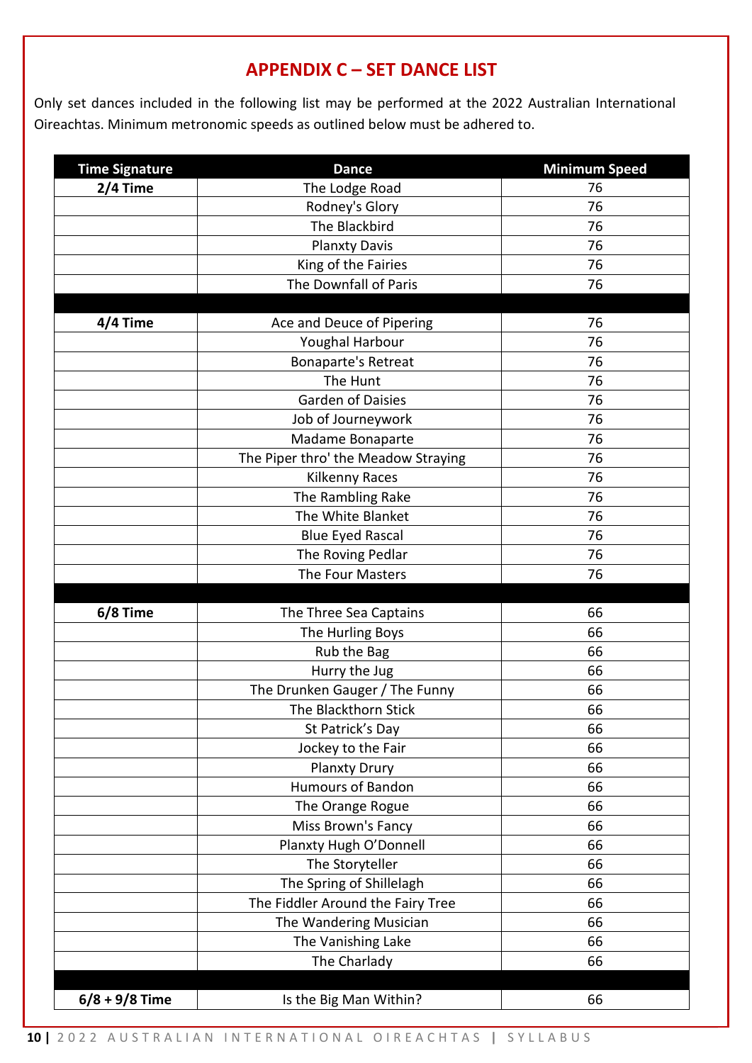## APPENDIX C – SET DANCE LIST

Only set dances included in the following list may be performed at the 2022 Australian International Oireachtas. Minimum metronomic speeds as outlined below must be adhered to.

| Time Signature | Dance | Minimum Speed |
|---|---|---|
| **2/4 Time** | The Lodge Road | 76 |
| | Rodney's Glory | 76 |
| | The Blackbird | 76 |
| | Planxty Davis | 76 |
| | King of the Fairies | 76 |
| | The Downfall of Paris | 76 |
| | | |
| **4/4 Time** | Ace and Deuce of Pipering | 76 |
| | Youghal Harbour | 76 |
| | Bonaparte's Retreat | 76 |
| | The Hunt | 76 |
| | Garden of Daisies | 76 |
| | Job of Journeywork | 76 |
| | Madame Bonaparte | 76 |
| | The Piper thro' the Meadow Straying | 76 |
| | Kilkenny Races | 76 |
| | The Rambling Rake | 76 |
| | The White Blanket | 76 |
| | Blue Eyed Rascal | 76 |
| | The Roving Pedlar | 76 |
| | The Four Masters | 76 |
| | | |
| **6/8 Time** | The Three Sea Captains | 66 |
| | The Hurling Boys | 66 |
| | Rub the Bag | 66 |
| | Hurry the Jug | 66 |
| | The Drunken Gauger / The Funny | 66 |
| | The Blackthorn Stick | 66 |
| | St Patrick's Day | 66 |
| | Jockey to the Fair | 66 |
| | Planxty Drury | 66 |
| | Humours of Bandon | 66 |
| | The Orange Rogue | 66 |
| | Miss Brown's Fancy | 66 |
| | Planxty Hugh O'Donnell | 66 |
| | The Storyteller | 66 |
| | The Spring of Shillelagh | 66 |
| | The Fiddler Around the Fairy Tree | 66 |
| | The Wandering Musician | 66 |
| | The Vanishing Lake | 66 |
| | The Charlady | 66 |
| | | |
| **6/8 + 9/8 Time** | Is the Big Man Within? | 66 |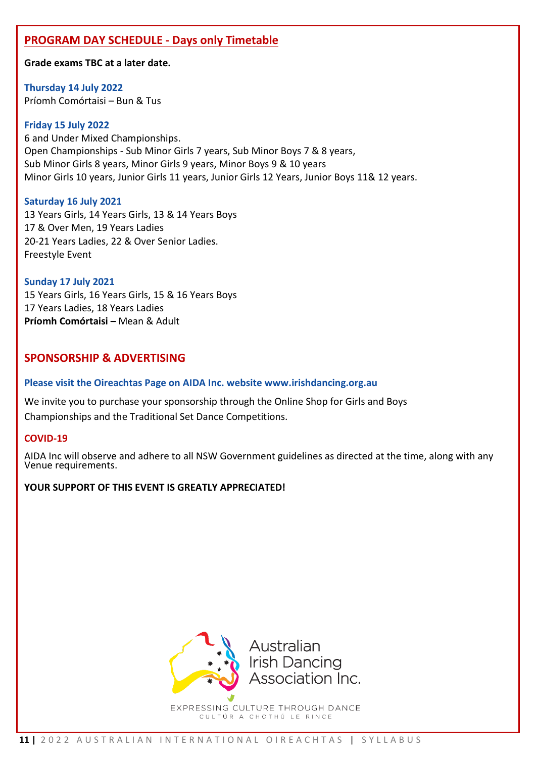## PROGRAM DAY SCHEDULE - Days only Timetable

**Grade exams TBC at a later date.**

**Thursday 14 July 2022**
Príomh Comórtaisi – Bun & Tus

**Friday 15 July 2022**
6 and Under Mixed Championships.
Open Championships - Sub Minor Girls 7 years, Sub Minor Boys 7 & 8 years,
Sub Minor Girls 8 years, Minor Girls 9 years, Minor Boys 9 & 10 years
Minor Girls 10 years, Junior Girls 11 years, Junior Girls 12 Years, Junior Boys 11& 12 years.

**Saturday 16 July 2021**
13 Years Girls, 14 Years Girls, 13 & 14 Years Boys
17 & Over Men, 19 Years Ladies
20-21 Years Ladies, 22 & Over Senior Ladies.
Freestyle Event

**Sunday 17 July 2021**
15 Years Girls, 16 Years Girls, 15 & 16 Years Boys
17 Years Ladies, 18 Years Ladies
**Príomh Comórtaisi –** Mean & Adult

## SPONSORSHIP & ADVERTISING

**Please visit the Oireachtas Page on AIDA Inc. website www.irishdancing.org.au**

We invite you to purchase your sponsorship through the Online Shop for Girls and Boys Championships and the Traditional Set Dance Competitions.

### COVID-19

AIDA Inc will observe and adhere to all NSW Government guidelines as directed at the time, along with any Venue requirements.

**YOUR SUPPORT OF THIS EVENT IS GREATLY APPRECIATED!**

Australian Irish Dancing Association Inc.
EXPRESSING CULTURE THROUGH DANCE
CULTÚR A CHOTHÚ LE RINCE